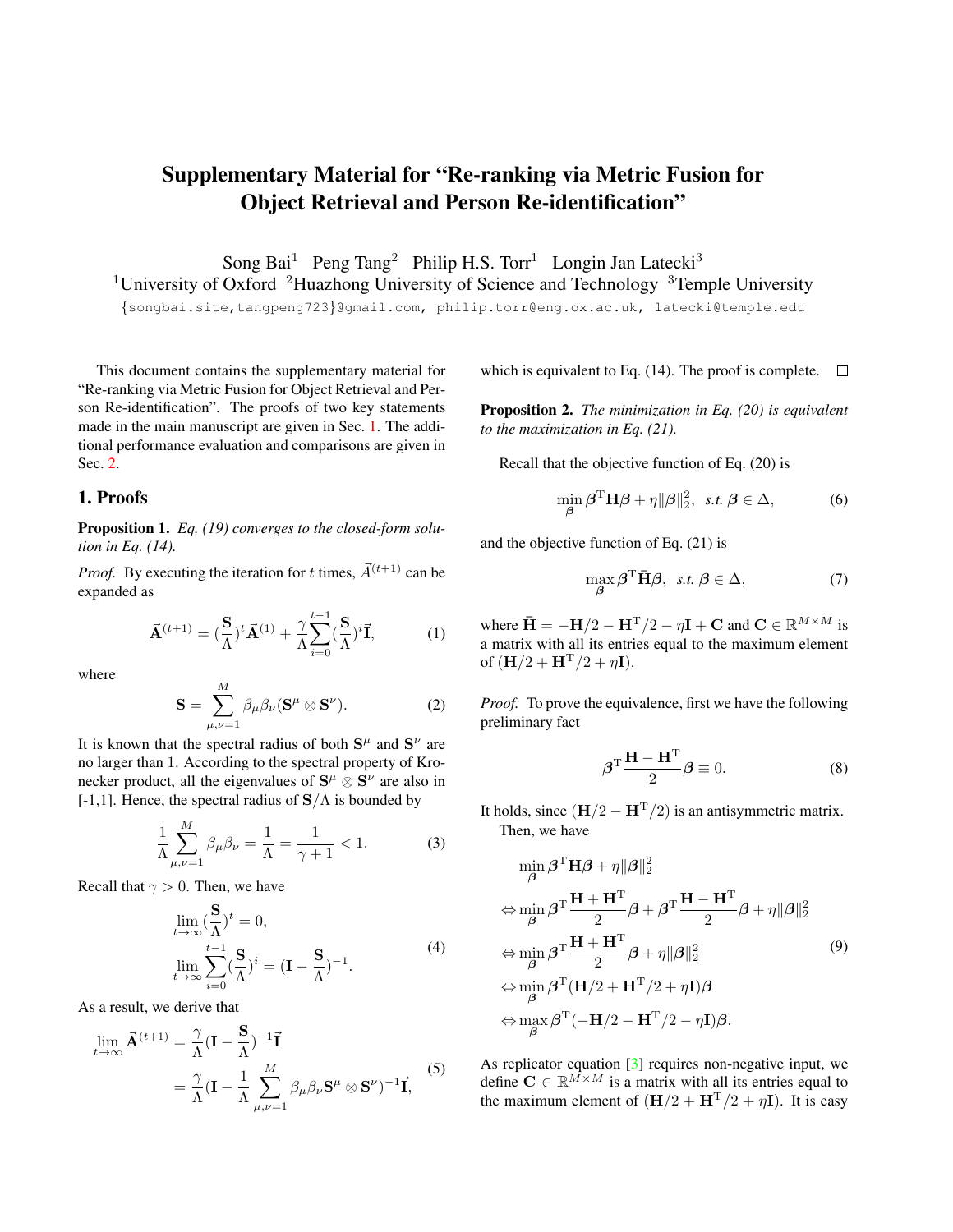# Supplementary Material for "Re-ranking via Metric Fusion for Object Retrieval and Person Re-identification"

Song Bai[1] Peng Tang[2] Philip H.S. Torr[1] Longin Jan Latecki[3]

[1]University of Oxford [2]Huazhong University of Science and Technology [3]Temple University

{songbai.site,tangpeng723}@gmail.com, philip.torr@eng.ox.ac.uk, latecki@temple.edu

This document contains the supplementary material for "Re-ranking via Metric Fusion for Object Retrieval and Person Re-identification". The proofs of two key statements made in the main manuscript are given in Sec. 1. The additional performance evaluation and comparisons are given in Sec. 2.

## 1. Proofs

**Proposition 1.** *Eq. (19) converges to the closed-form solution in Eq. (14).*

*Proof.* By executing the iteration for $t$ times, $\vec{A}^{(t+1)}$ can be expanded as

$$\vec{\mathbf{A}}^{(t+1)} = (\frac{\mathbf{S}}{\Lambda})^t \vec{\mathbf{A}}^{(1)} + \frac{\gamma}{\Lambda}\sum_{i=0}^{t-1}(\frac{\mathbf{S}}{\Lambda})^i \vec{\mathbf{I}}, \tag{1}$$

where

$$\mathbf{S} = \sum_{\mu,\nu=1}^{M} \beta_\mu \beta_\nu (\mathbf{S}^\mu \otimes \mathbf{S}^\nu). \tag{2}$$

It is known that the spectral radius of both $\mathbf{S}^\mu$ and $\mathbf{S}^\nu$ are no larger than 1. According to the spectral property of Kronecker product, all the eigenvalues of $\mathbf{S}^\mu \otimes \mathbf{S}^\nu$ are also in [-1,1]. Hence, the spectral radius of $\mathbf{S}/\Lambda$ is bounded by

$$\frac{1}{\Lambda}\sum_{\mu,\nu=1}^{M}\beta_\mu\beta_\nu = \frac{1}{\Lambda} = \frac{1}{\gamma+1} < 1. \tag{3}$$

Recall that $\gamma > 0$. Then, we have

$$\begin{aligned} &\lim_{t\to\infty}(\frac{\mathbf{S}}{\Lambda})^t = 0, \\ &\lim_{t\to\infty}\sum_{i=0}^{t-1}(\frac{\mathbf{S}}{\Lambda})^i = (\mathbf{I} - \frac{\mathbf{S}}{\Lambda})^{-1}. \end{aligned} \tag{4}$$

As a result, we derive that

$$\begin{aligned} \lim_{t\to\infty}\vec{\mathbf{A}}^{(t+1)} &= \frac{\gamma}{\Lambda}(\mathbf{I} - \frac{\mathbf{S}}{\Lambda})^{-1}\vec{\mathbf{I}} \\ &= \frac{\gamma}{\Lambda}(\mathbf{I} - \frac{1}{\Lambda}\sum_{\mu,\nu=1}^{M}\beta_\mu\beta_\nu \mathbf{S}^\mu \otimes \mathbf{S}^\nu)^{-1}\vec{\mathbf{I}}, \end{aligned} \tag{5}$$

which is equivalent to Eq. (14). The proof is complete. □

**Proposition 2.** *The minimization in Eq. (20) is equivalent to the maximization in Eq. (21).*

Recall that the objective function of Eq. (20) is

$$\min_{\boldsymbol{\beta}} \boldsymbol{\beta}^{\mathrm{T}}\mathbf{H}\boldsymbol{\beta} + \eta\|\boldsymbol{\beta}\|_2^2, \ \ s.t.\ \boldsymbol{\beta} \in \Delta, \tag{6}$$

and the objective function of Eq. (21) is

$$\max_{\boldsymbol{\beta}} \boldsymbol{\beta}^{\mathrm{T}}\bar{\mathbf{H}}\boldsymbol{\beta}, \ \ s.t.\ \boldsymbol{\beta} \in \Delta, \tag{7}$$

where $\bar{\mathbf{H}} = -\mathbf{H}/2 - \mathbf{H}^{\mathrm{T}}/2 - \eta\mathbf{I} + \mathbf{C}$ and $\mathbf{C} \in \mathbb{R}^{M\times M}$ is a matrix with all its entries equal to the maximum element of $(\mathbf{H}/2 + \mathbf{H}^{\mathrm{T}}/2 + \eta\mathbf{I})$.

*Proof.* To prove the equivalence, first we have the following preliminary fact

$$\boldsymbol{\beta}^{\mathrm{T}}\frac{\mathbf{H}-\mathbf{H}^{\mathrm{T}}}{2}\boldsymbol{\beta} \equiv 0. \tag{8}$$

It holds, since $(\mathbf{H}/2 - \mathbf{H}^{\mathrm{T}}/2)$ is an antisymmetric matrix.

Then, we have

$$\begin{aligned} &\min_{\boldsymbol{\beta}} \boldsymbol{\beta}^{\mathrm{T}}\mathbf{H}\boldsymbol{\beta} + \eta\|\boldsymbol{\beta}\|_2^2 \\ \Leftrightarrow &\min_{\boldsymbol{\beta}} \boldsymbol{\beta}^{\mathrm{T}}\frac{\mathbf{H}+\mathbf{H}^{\mathrm{T}}}{2}\boldsymbol{\beta} + \boldsymbol{\beta}^{\mathrm{T}}\frac{\mathbf{H}-\mathbf{H}^{\mathrm{T}}}{2}\boldsymbol{\beta} + \eta\|\boldsymbol{\beta}\|_2^2 \\ \Leftrightarrow &\min_{\boldsymbol{\beta}} \boldsymbol{\beta}^{\mathrm{T}}\frac{\mathbf{H}+\mathbf{H}^{\mathrm{T}}}{2}\boldsymbol{\beta} + \eta\|\boldsymbol{\beta}\|_2^2 \\ \Leftrightarrow &\min_{\boldsymbol{\beta}} \boldsymbol{\beta}^{\mathrm{T}}(\mathbf{H}/2 + \mathbf{H}^{\mathrm{T}}/2 + \eta\mathbf{I})\boldsymbol{\beta} \\ \Leftrightarrow &\max_{\boldsymbol{\beta}} \boldsymbol{\beta}^{\mathrm{T}}(-\mathbf{H}/2 - \mathbf{H}^{\mathrm{T}}/2 - \eta\mathbf{I})\boldsymbol{\beta}. \end{aligned} \tag{9}$$

As replicator equation [3] requires non-negative input, we define $\mathbf{C} \in \mathbb{R}^{M\times M}$ is a matrix with all its entries equal to the maximum element of $(\mathbf{H}/2 + \mathbf{H}^{\mathrm{T}}/2 + \eta\mathbf{I})$. It is easy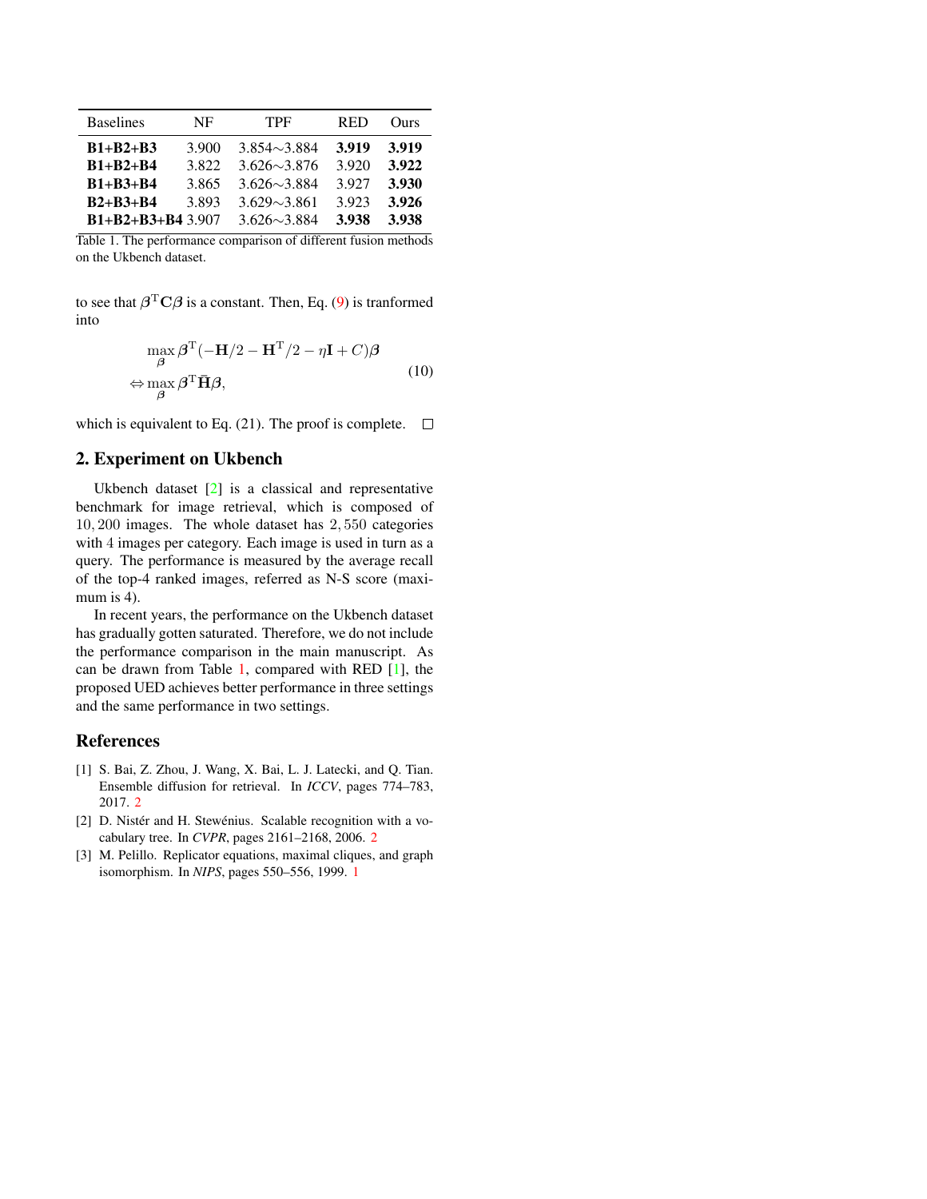| Baselines | NF | TPF | RED | Ours |
|---|---|---|---|---|
| **B1+B2+B3** | 3.900 | 3.854∼3.884 | **3.919** | **3.919** |
| **B1+B2+B4** | 3.822 | 3.626∼3.876 | 3.920 | **3.922** |
| **B1+B3+B4** | 3.865 | 3.626∼3.884 | 3.927 | **3.930** |
| **B2+B3+B4** | 3.893 | 3.629∼3.861 | 3.923 | **3.926** |
| **B1+B2+B3+B4** | 3.907 | 3.626∼3.884 | **3.938** | **3.938** |

Table 1. The performance comparison of different fusion methods on the Ukbench dataset.

to see that $\boldsymbol{\beta}^{\mathrm{T}}\mathbf{C}\boldsymbol{\beta}$ is a constant. Then, Eq. (9) is tranformed into

$$
\begin{aligned}
&\max_{\boldsymbol{\beta}} \boldsymbol{\beta}^{\mathrm{T}}(-\mathbf{H}/2 - \mathbf{H}^{\mathrm{T}}/2 - \eta\mathbf{I} + C)\boldsymbol{\beta} \\
\Leftrightarrow &\max_{\boldsymbol{\beta}} \boldsymbol{\beta}^{\mathrm{T}}\bar{\mathbf{H}}\boldsymbol{\beta},
\end{aligned}
\tag{10}
$$

which is equivalent to Eq. (21). The proof is complete. □

## 2. Experiment on Ukbench

Ukbench dataset [2] is a classical and representative benchmark for image retrieval, which is composed of $10,200$ images. The whole dataset has $2,550$ categories with $4$ images per category. Each image is used in turn as a query. The performance is measured by the average recall of the top-4 ranked images, referred as N-S score (maximum is 4).

In recent years, the performance on the Ukbench dataset has gradually gotten saturated. Therefore, we do not include the performance comparison in the main manuscript. As can be drawn from Table 1, compared with RED [1], the proposed UED achieves better performance in three settings and the same performance in two settings.

## References

[1] S. Bai, Z. Zhou, J. Wang, X. Bai, L. J. Latecki, and Q. Tian. Ensemble diffusion for retrieval. In *ICCV*, pages 774–783, 2017. 2

[2] D. Nistér and H. Stewénius. Scalable recognition with a vocabulary tree. In *CVPR*, pages 2161–2168, 2006. 2

[3] M. Pelillo. Replicator equations, maximal cliques, and graph isomorphism. In *NIPS*, pages 550–556, 1999. 1